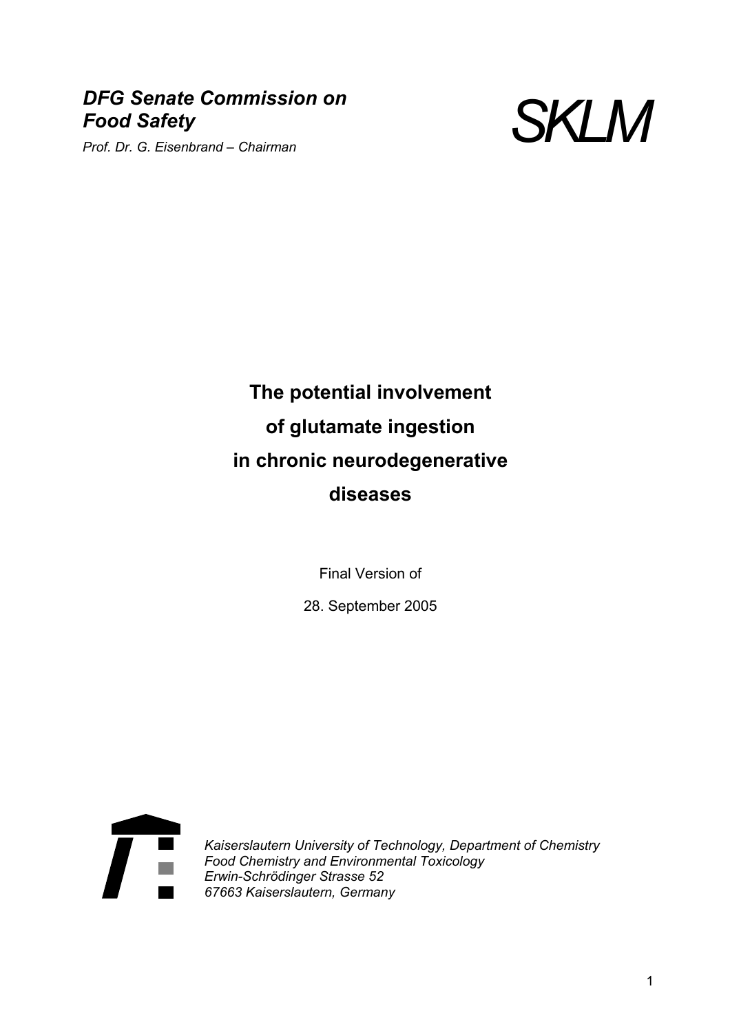***DFG Senate Commission on Food Safety***

*Prof. Dr. G. Eisenbrand – Chairman*

*SKLM*

# The potential involvement of glutamate ingestion in chronic neurodegenerative diseases

Final Version of

28. September 2005

*Kaiserslautern University of Technology, Department of Chemistry*
*Food Chemistry and Environmental Toxicology*
*Erwin-Schrödinger Strasse 52*
*67663 Kaiserslautern, Germany*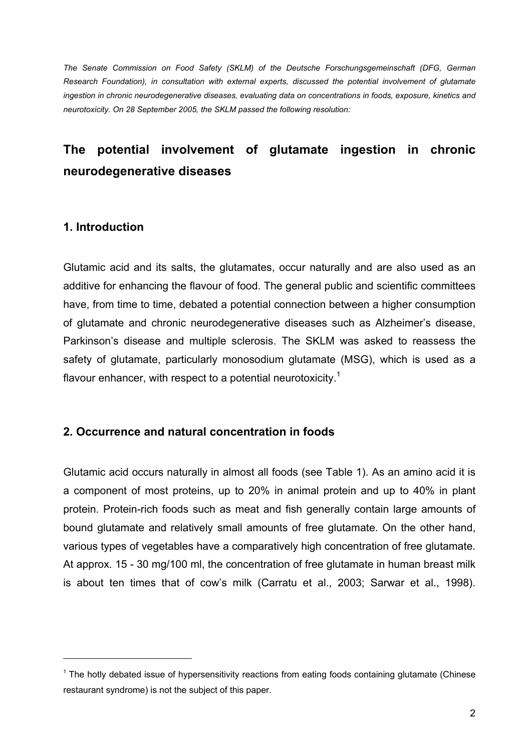*The Senate Commission on Food Safety (SKLM) of the Deutsche Forschungsgemeinschaft (DFG, German Research Foundation), in consultation with external experts, discussed the potential involvement of glutamate ingestion in chronic neurodegenerative diseases, evaluating data on concentrations in foods, exposure, kinetics and neurotoxicity. On 28 September 2005, the SKLM passed the following resolution:*

# The potential involvement of glutamate ingestion in chronic neurodegenerative diseases

## 1. Introduction

Glutamic acid and its salts, the glutamates, occur naturally and are also used as an additive for enhancing the flavour of food. The general public and scientific committees have, from time to time, debated a potential connection between a higher consumption of glutamate and chronic neurodegenerative diseases such as Alzheimer's disease, Parkinson's disease and multiple sclerosis. The SKLM was asked to reassess the safety of glutamate, particularly monosodium glutamate (MSG), which is used as a flavour enhancer, with respect to a potential neurotoxicity.[1]

## 2. Occurrence and natural concentration in foods

Glutamic acid occurs naturally in almost all foods (see Table 1). As an amino acid it is a component of most proteins, up to 20% in animal protein and up to 40% in plant protein. Protein-rich foods such as meat and fish generally contain large amounts of bound glutamate and relatively small amounts of free glutamate. On the other hand, various types of vegetables have a comparatively high concentration of free glutamate. At approx. 15 - 30 mg/100 ml, the concentration of free glutamate in human breast milk is about ten times that of cow's milk (Carratu et al., 2003; Sarwar et al., 1998).

[1] The hotly debated issue of hypersensitivity reactions from eating foods containing glutamate (Chinese restaurant syndrome) is not the subject of this paper.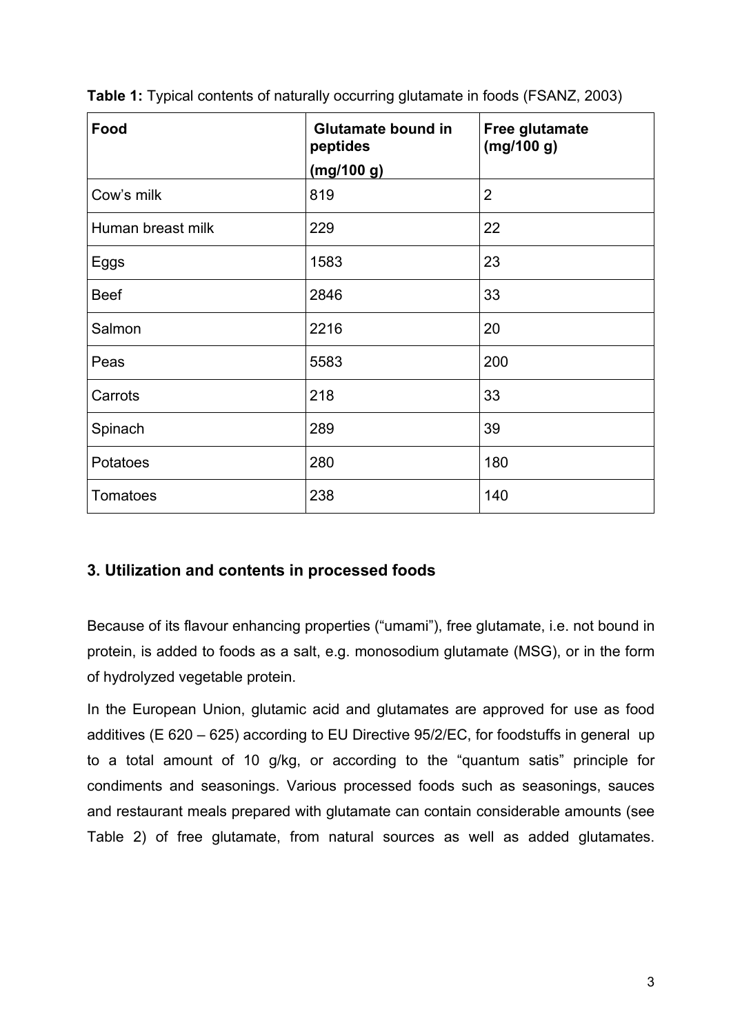**Table 1:** Typical contents of naturally occurring glutamate in foods (FSANZ, 2003)

| Food | Glutamate bound in peptides (mg/100 g) | Free glutamate (mg/100 g) |
|---|---|---|
| Cow's milk | 819 | 2 |
| Human breast milk | 229 | 22 |
| Eggs | 1583 | 23 |
| Beef | 2846 | 33 |
| Salmon | 2216 | 20 |
| Peas | 5583 | 200 |
| Carrots | 218 | 33 |
| Spinach | 289 | 39 |
| Potatoes | 280 | 180 |
| Tomatoes | 238 | 140 |

## 3. Utilization and contents in processed foods

Because of its flavour enhancing properties ("umami"), free glutamate, i.e. not bound in protein, is added to foods as a salt, e.g. monosodium glutamate (MSG), or in the form of hydrolyzed vegetable protein.

In the European Union, glutamic acid and glutamates are approved for use as food additives (E 620 – 625) according to EU Directive 95/2/EC, for foodstuffs in general up to a total amount of 10 g/kg, or according to the "quantum satis" principle for condiments and seasonings. Various processed foods such as seasonings, sauces and restaurant meals prepared with glutamate can contain considerable amounts (see Table 2) of free glutamate, from natural sources as well as added glutamates.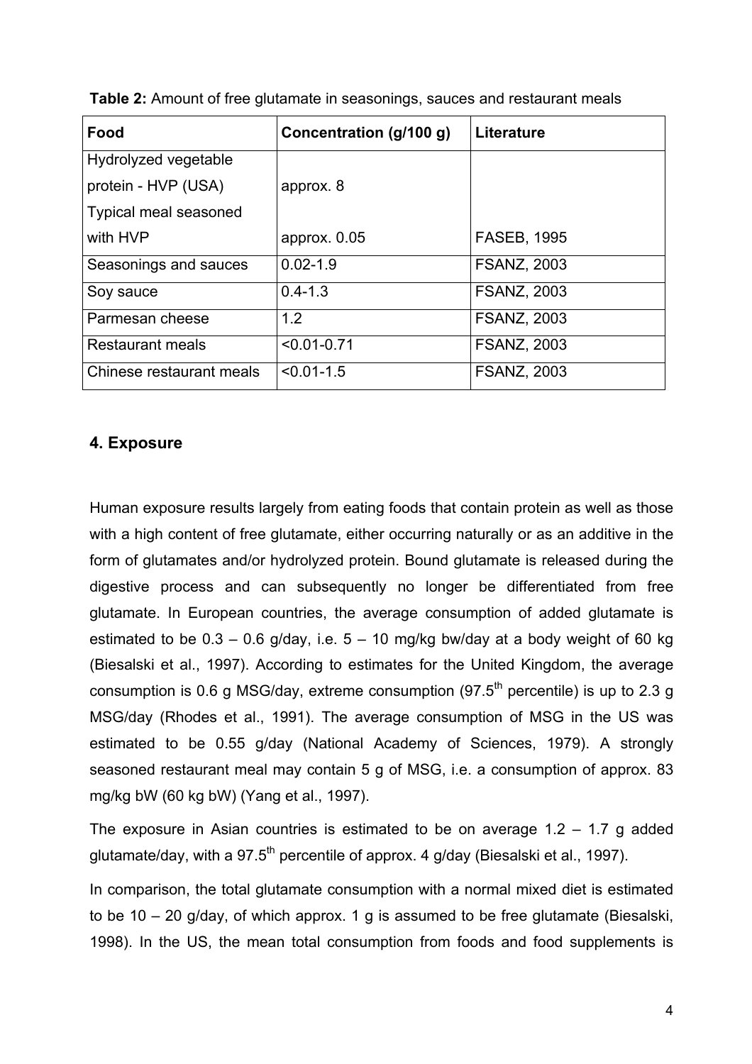**Table 2:** Amount of free glutamate in seasonings, sauces and restaurant meals

| Food | Concentration (g/100 g) | Literature |
|---|---|---|
| Hydrolyzed vegetable protein - HVP (USA) | approx. 8 | |
| Typical meal seasoned with HVP | approx. 0.05 | FASEB, 1995 |
| Seasonings and sauces | 0.02-1.9 | FSANZ, 2003 |
| Soy sauce | 0.4-1.3 | FSANZ, 2003 |
| Parmesan cheese | 1.2 | FSANZ, 2003 |
| Restaurant meals | <0.01-0.71 | FSANZ, 2003 |
| Chinese restaurant meals | <0.01-1.5 | FSANZ, 2003 |

## 4. Exposure

Human exposure results largely from eating foods that contain protein as well as those with a high content of free glutamate, either occurring naturally or as an additive in the form of glutamates and/or hydrolyzed protein. Bound glutamate is released during the digestive process and can subsequently no longer be differentiated from free glutamate. In European countries, the average consumption of added glutamate is estimated to be 0.3 – 0.6 g/day, i.e. 5 – 10 mg/kg bw/day at a body weight of 60 kg (Biesalski et al., 1997). According to estimates for the United Kingdom, the average consumption is 0.6 g MSG/day, extreme consumption (97.5$^{th}$ percentile) is up to 2.3 g MSG/day (Rhodes et al., 1991). The average consumption of MSG in the US was estimated to be 0.55 g/day (National Academy of Sciences, 1979). A strongly seasoned restaurant meal may contain 5 g of MSG, i.e. a consumption of approx. 83 mg/kg bW (60 kg bW) (Yang et al., 1997).

The exposure in Asian countries is estimated to be on average 1.2 – 1.7 g added glutamate/day, with a 97.5$^{th}$ percentile of approx. 4 g/day (Biesalski et al., 1997).

In comparison, the total glutamate consumption with a normal mixed diet is estimated to be 10 – 20 g/day, of which approx. 1 g is assumed to be free glutamate (Biesalski, 1998). In the US, the mean total consumption from foods and food supplements is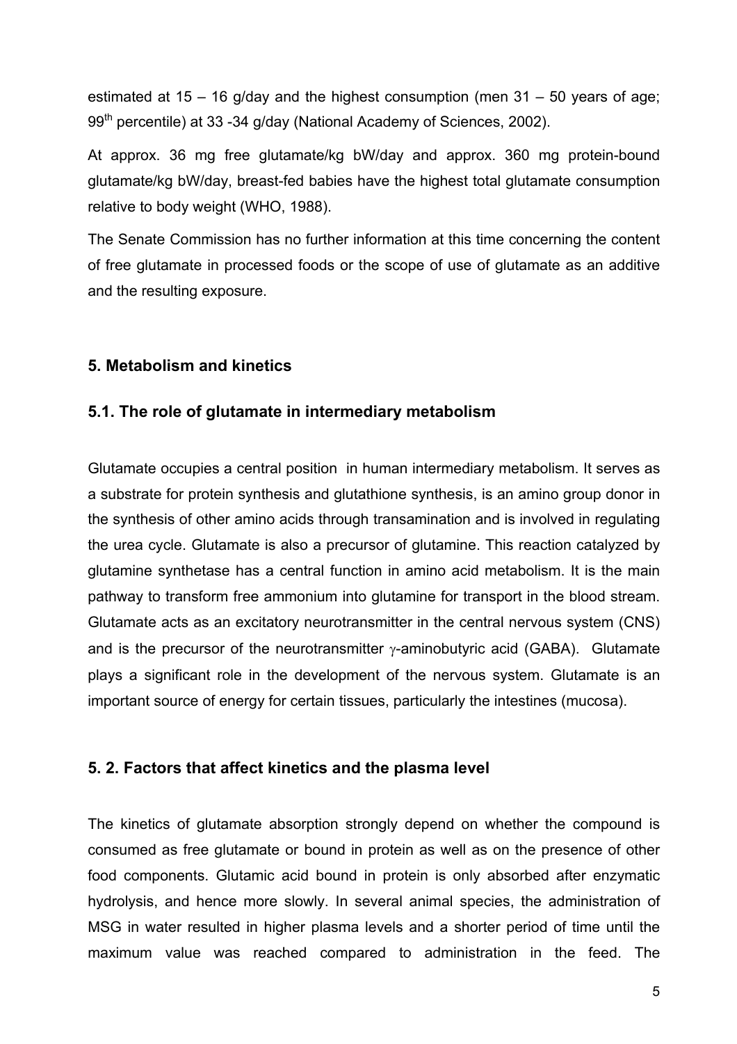estimated at 15 – 16 g/day and the highest consumption (men 31 – 50 years of age; $99^{th}$ percentile) at 33 -34 g/day (National Academy of Sciences, 2002).

At approx. 36 mg free glutamate/kg bW/day and approx. 360 mg protein-bound glutamate/kg bW/day, breast-fed babies have the highest total glutamate consumption relative to body weight (WHO, 1988).

The Senate Commission has no further information at this time concerning the content of free glutamate in processed foods or the scope of use of glutamate as an additive and the resulting exposure.

## 5. Metabolism and kinetics

### 5.1. The role of glutamate in intermediary metabolism

Glutamate occupies a central position in human intermediary metabolism. It serves as a substrate for protein synthesis and glutathione synthesis, is an amino group donor in the synthesis of other amino acids through transamination and is involved in regulating the urea cycle. Glutamate is also a precursor of glutamine. This reaction catalyzed by glutamine synthetase has a central function in amino acid metabolism. It is the main pathway to transform free ammonium into glutamine for transport in the blood stream. Glutamate acts as an excitatory neurotransmitter in the central nervous system (CNS) and is the precursor of the neurotransmitter $\gamma$-aminobutyric acid (GABA). Glutamate plays a significant role in the development of the nervous system. Glutamate is an important source of energy for certain tissues, particularly the intestines (mucosa).

### 5. 2. Factors that affect kinetics and the plasma level

The kinetics of glutamate absorption strongly depend on whether the compound is consumed as free glutamate or bound in protein as well as on the presence of other food components. Glutamic acid bound in protein is only absorbed after enzymatic hydrolysis, and hence more slowly. In several animal species, the administration of MSG in water resulted in higher plasma levels and a shorter period of time until the maximum value was reached compared to administration in the feed. The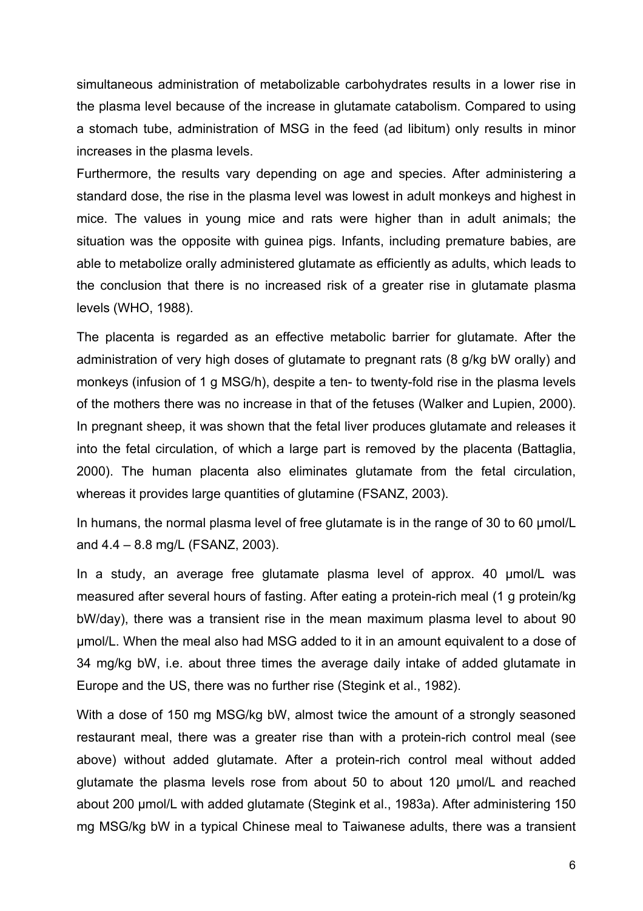simultaneous administration of metabolizable carbohydrates results in a lower rise in the plasma level because of the increase in glutamate catabolism. Compared to using a stomach tube, administration of MSG in the feed (ad libitum) only results in minor increases in the plasma levels.

Furthermore, the results vary depending on age and species. After administering a standard dose, the rise in the plasma level was lowest in adult monkeys and highest in mice. The values in young mice and rats were higher than in adult animals; the situation was the opposite with guinea pigs. Infants, including premature babies, are able to metabolize orally administered glutamate as efficiently as adults, which leads to the conclusion that there is no increased risk of a greater rise in glutamate plasma levels (WHO, 1988).

The placenta is regarded as an effective metabolic barrier for glutamate. After the administration of very high doses of glutamate to pregnant rats (8 g/kg bW orally) and monkeys (infusion of 1 g MSG/h), despite a ten- to twenty-fold rise in the plasma levels of the mothers there was no increase in that of the fetuses (Walker and Lupien, 2000). In pregnant sheep, it was shown that the fetal liver produces glutamate and releases it into the fetal circulation, of which a large part is removed by the placenta (Battaglia, 2000). The human placenta also eliminates glutamate from the fetal circulation, whereas it provides large quantities of glutamine (FSANZ, 2003).

In humans, the normal plasma level of free glutamate is in the range of 30 to 60 µmol/L and 4.4 – 8.8 mg/L (FSANZ, 2003).

In a study, an average free glutamate plasma level of approx. 40 µmol/L was measured after several hours of fasting. After eating a protein-rich meal (1 g protein/kg bW/day), there was a transient rise in the mean maximum plasma level to about 90 µmol/L. When the meal also had MSG added to it in an amount equivalent to a dose of 34 mg/kg bW, i.e. about three times the average daily intake of added glutamate in Europe and the US, there was no further rise (Stegink et al., 1982).

With a dose of 150 mg MSG/kg bW, almost twice the amount of a strongly seasoned restaurant meal, there was a greater rise than with a protein-rich control meal (see above) without added glutamate. After a protein-rich control meal without added glutamate the plasma levels rose from about 50 to about 120 µmol/L and reached about 200 µmol/L with added glutamate (Stegink et al., 1983a). After administering 150 mg MSG/kg bW in a typical Chinese meal to Taiwanese adults, there was a transient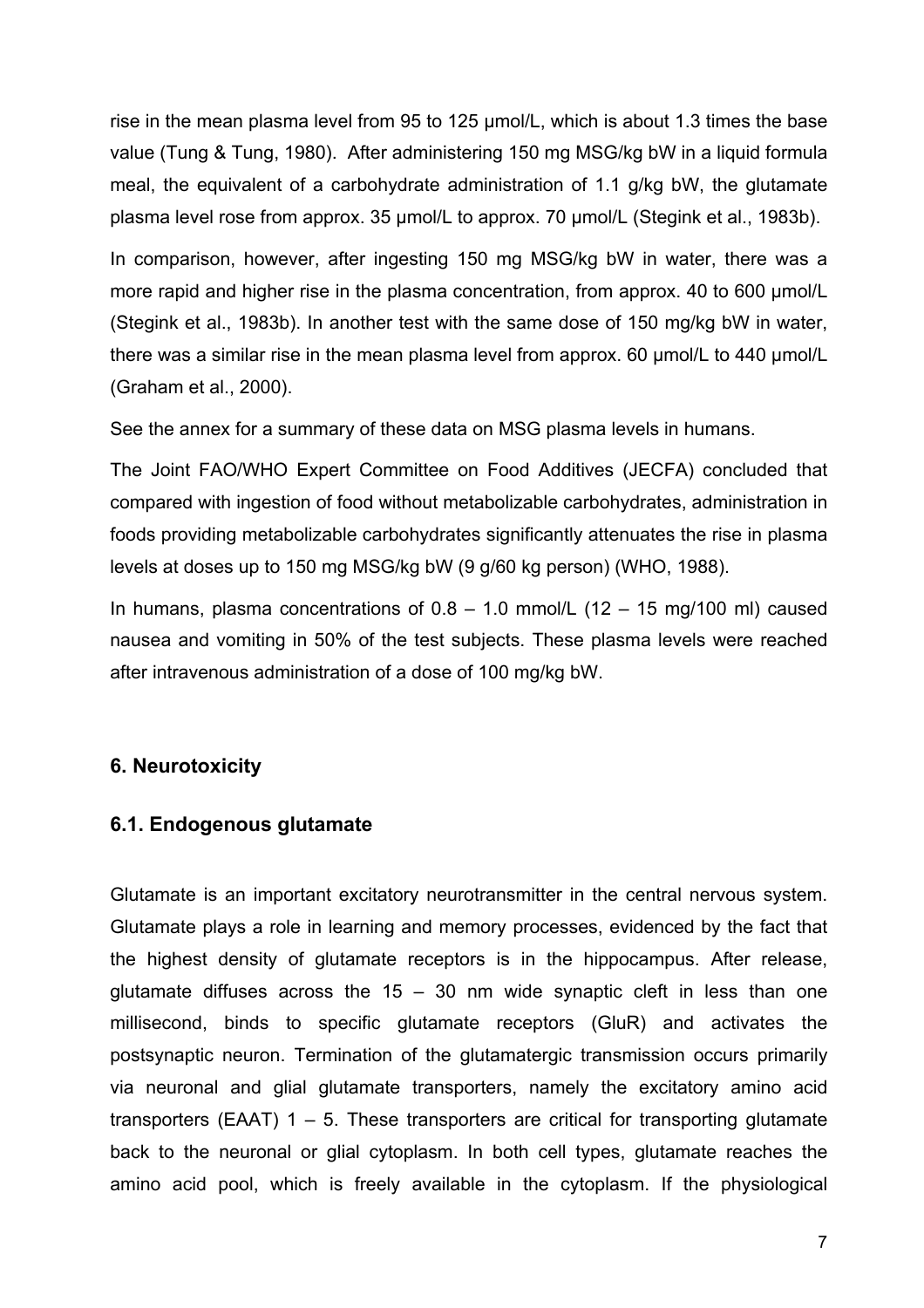rise in the mean plasma level from 95 to 125 µmol/L, which is about 1.3 times the base value (Tung & Tung, 1980). After administering 150 mg MSG/kg bW in a liquid formula meal, the equivalent of a carbohydrate administration of 1.1 g/kg bW, the glutamate plasma level rose from approx. 35 µmol/L to approx. 70 µmol/L (Stegink et al., 1983b).

In comparison, however, after ingesting 150 mg MSG/kg bW in water, there was a more rapid and higher rise in the plasma concentration, from approx. 40 to 600 µmol/L (Stegink et al., 1983b). In another test with the same dose of 150 mg/kg bW in water, there was a similar rise in the mean plasma level from approx. 60 µmol/L to 440 µmol/L (Graham et al., 2000).

See the annex for a summary of these data on MSG plasma levels in humans.

The Joint FAO/WHO Expert Committee on Food Additives (JECFA) concluded that compared with ingestion of food without metabolizable carbohydrates, administration in foods providing metabolizable carbohydrates significantly attenuates the rise in plasma levels at doses up to 150 mg MSG/kg bW (9 g/60 kg person) (WHO, 1988).

In humans, plasma concentrations of 0.8 – 1.0 mmol/L (12 – 15 mg/100 ml) caused nausea and vomiting in 50% of the test subjects. These plasma levels were reached after intravenous administration of a dose of 100 mg/kg bW.

## 6. Neurotoxicity

### 6.1. Endogenous glutamate

Glutamate is an important excitatory neurotransmitter in the central nervous system. Glutamate plays a role in learning and memory processes, evidenced by the fact that the highest density of glutamate receptors is in the hippocampus. After release, glutamate diffuses across the 15 – 30 nm wide synaptic cleft in less than one millisecond, binds to specific glutamate receptors (GluR) and activates the postsynaptic neuron. Termination of the glutamatergic transmission occurs primarily via neuronal and glial glutamate transporters, namely the excitatory amino acid transporters (EAAT) 1 – 5. These transporters are critical for transporting glutamate back to the neuronal or glial cytoplasm. In both cell types, glutamate reaches the amino acid pool, which is freely available in the cytoplasm. If the physiological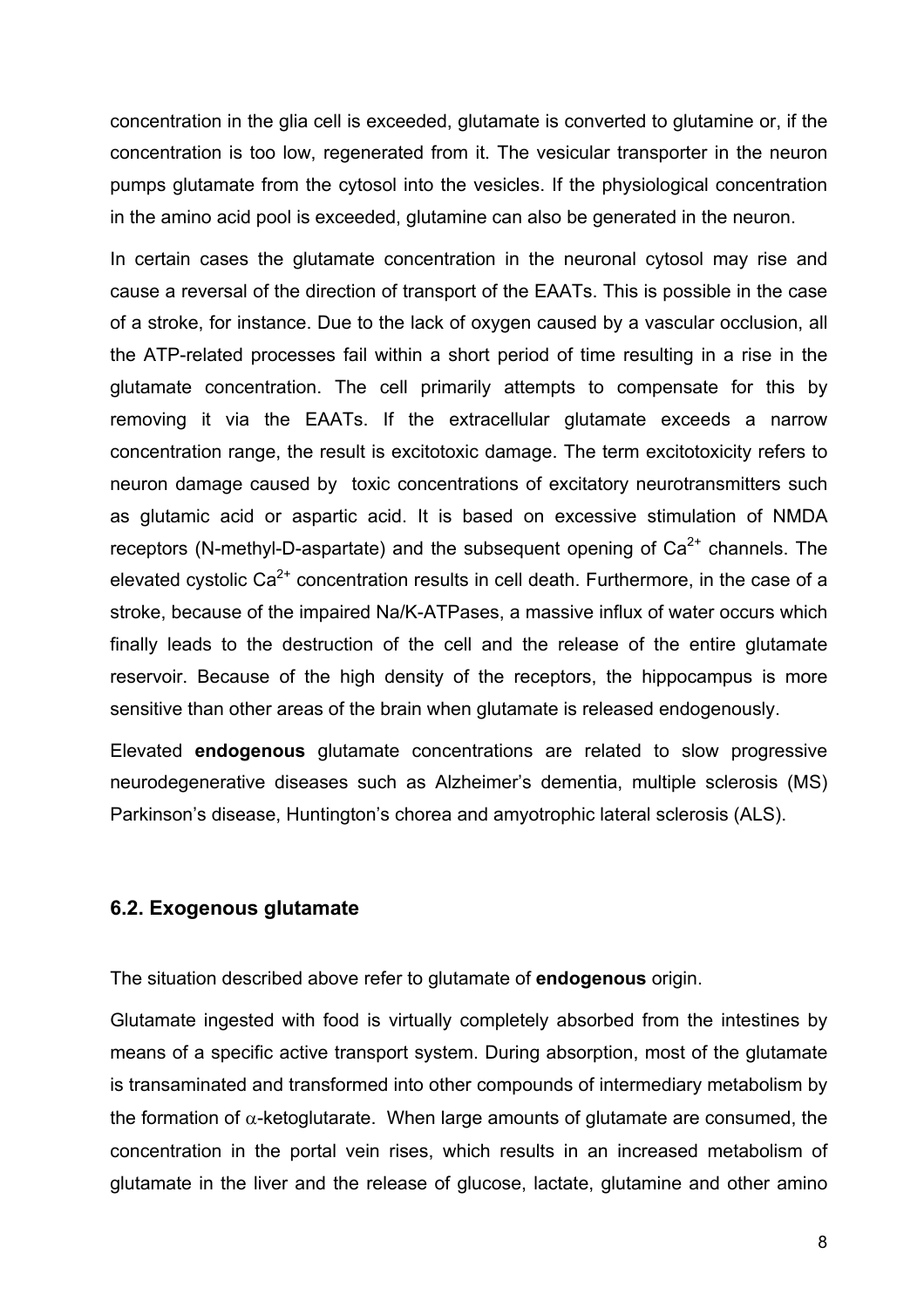concentration in the glia cell is exceeded, glutamate is converted to glutamine or, if the concentration is too low, regenerated from it. The vesicular transporter in the neuron pumps glutamate from the cytosol into the vesicles. If the physiological concentration in the amino acid pool is exceeded, glutamine can also be generated in the neuron.

In certain cases the glutamate concentration in the neuronal cytosol may rise and cause a reversal of the direction of transport of the EAATs. This is possible in the case of a stroke, for instance. Due to the lack of oxygen caused by a vascular occlusion, all the ATP-related processes fail within a short period of time resulting in a rise in the glutamate concentration. The cell primarily attempts to compensate for this by removing it via the EAATs. If the extracellular glutamate exceeds a narrow concentration range, the result is excitotoxic damage. The term excitotoxicity refers to neuron damage caused by toxic concentrations of excitatory neurotransmitters such as glutamic acid or aspartic acid. It is based on excessive stimulation of NMDA receptors (N-methyl-D-aspartate) and the subsequent opening of $Ca^{2+}$ channels. The elevated cystolic $Ca^{2+}$ concentration results in cell death. Furthermore, in the case of a stroke, because of the impaired Na/K-ATPases, a massive influx of water occurs which finally leads to the destruction of the cell and the release of the entire glutamate reservoir. Because of the high density of the receptors, the hippocampus is more sensitive than other areas of the brain when glutamate is released endogenously.

Elevated **endogenous** glutamate concentrations are related to slow progressive neurodegenerative diseases such as Alzheimer's dementia, multiple sclerosis (MS) Parkinson's disease, Huntington's chorea and amyotrophic lateral sclerosis (ALS).

## 6.2. Exogenous glutamate

The situation described above refer to glutamate of **endogenous** origin.

Glutamate ingested with food is virtually completely absorbed from the intestines by means of a specific active transport system. During absorption, most of the glutamate is transaminated and transformed into other compounds of intermediary metabolism by the formation of $\alpha$-ketoglutarate. When large amounts of glutamate are consumed, the concentration in the portal vein rises, which results in an increased metabolism of glutamate in the liver and the release of glucose, lactate, glutamine and other amino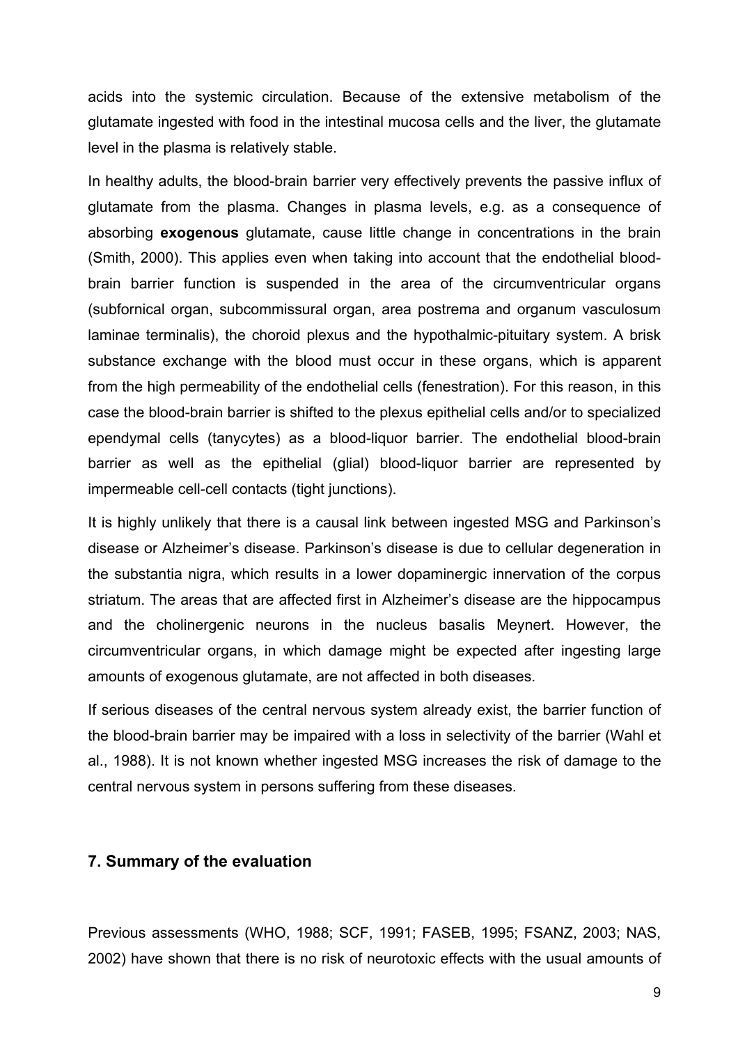acids into the systemic circulation. Because of the extensive metabolism of the glutamate ingested with food in the intestinal mucosa cells and the liver, the glutamate level in the plasma is relatively stable.

In healthy adults, the blood-brain barrier very effectively prevents the passive influx of glutamate from the plasma. Changes in plasma levels, e.g. as a consequence of absorbing **exogenous** glutamate, cause little change in concentrations in the brain (Smith, 2000). This applies even when taking into account that the endothelial blood-brain barrier function is suspended in the area of the circumventricular organs (subfornical organ, subcommissural organ, area postrema and organum vasculosum laminae terminalis), the choroid plexus and the hypothalmic-pituitary system. A brisk substance exchange with the blood must occur in these organs, which is apparent from the high permeability of the endothelial cells (fenestration). For this reason, in this case the blood-brain barrier is shifted to the plexus epithelial cells and/or to specialized ependymal cells (tanycytes) as a blood-liquor barrier. The endothelial blood-brain barrier as well as the epithelial (glial) blood-liquor barrier are represented by impermeable cell-cell contacts (tight junctions).

It is highly unlikely that there is a causal link between ingested MSG and Parkinson's disease or Alzheimer's disease. Parkinson's disease is due to cellular degeneration in the substantia nigra, which results in a lower dopaminergic innervation of the corpus striatum. The areas that are affected first in Alzheimer's disease are the hippocampus and the cholinergenic neurons in the nucleus basalis Meynert. However, the circumventricular organs, in which damage might be expected after ingesting large amounts of exogenous glutamate, are not affected in both diseases.

If serious diseases of the central nervous system already exist, the barrier function of the blood-brain barrier may be impaired with a loss in selectivity of the barrier (Wahl et al., 1988). It is not known whether ingested MSG increases the risk of damage to the central nervous system in persons suffering from these diseases.

## 7. Summary of the evaluation

Previous assessments (WHO, 1988; SCF, 1991; FASEB, 1995; FSANZ, 2003; NAS, 2002) have shown that there is no risk of neurotoxic effects with the usual amounts of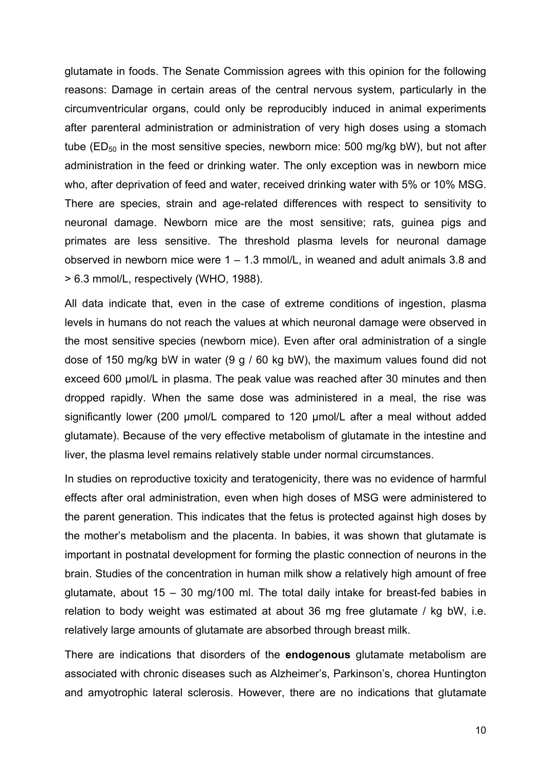glutamate in foods. The Senate Commission agrees with this opinion for the following reasons: Damage in certain areas of the central nervous system, particularly in the circumventricular organs, could only be reproducibly induced in animal experiments after parenteral administration or administration of very high doses using a stomach tube ($ED_{50}$ in the most sensitive species, newborn mice: 500 mg/kg bW), but not after administration in the feed or drinking water. The only exception was in newborn mice who, after deprivation of feed and water, received drinking water with 5% or 10% MSG. There are species, strain and age-related differences with respect to sensitivity to neuronal damage. Newborn mice are the most sensitive; rats, guinea pigs and primates are less sensitive. The threshold plasma levels for neuronal damage observed in newborn mice were 1 – 1.3 mmol/L, in weaned and adult animals 3.8 and > 6.3 mmol/L, respectively (WHO, 1988).

All data indicate that, even in the case of extreme conditions of ingestion, plasma levels in humans do not reach the values at which neuronal damage were observed in the most sensitive species (newborn mice). Even after oral administration of a single dose of 150 mg/kg bW in water (9 g / 60 kg bW), the maximum values found did not exceed 600 µmol/L in plasma. The peak value was reached after 30 minutes and then dropped rapidly. When the same dose was administered in a meal, the rise was significantly lower (200 µmol/L compared to 120 µmol/L after a meal without added glutamate). Because of the very effective metabolism of glutamate in the intestine and liver, the plasma level remains relatively stable under normal circumstances.

In studies on reproductive toxicity and teratogenicity, there was no evidence of harmful effects after oral administration, even when high doses of MSG were administered to the parent generation. This indicates that the fetus is protected against high doses by the mother's metabolism and the placenta. In babies, it was shown that glutamate is important in postnatal development for forming the plastic connection of neurons in the brain. Studies of the concentration in human milk show a relatively high amount of free glutamate, about 15 – 30 mg/100 ml. The total daily intake for breast-fed babies in relation to body weight was estimated at about 36 mg free glutamate / kg bW, i.e. relatively large amounts of glutamate are absorbed through breast milk.

There are indications that disorders of the **endogenous** glutamate metabolism are associated with chronic diseases such as Alzheimer's, Parkinson's, chorea Huntington and amyotrophic lateral sclerosis. However, there are no indications that glutamate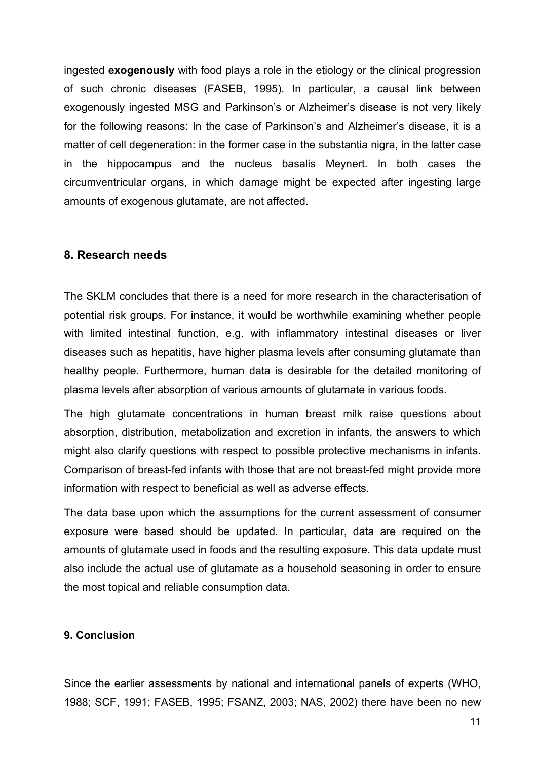ingested **exogenously** with food plays a role in the etiology or the clinical progression of such chronic diseases (FASEB, 1995). In particular, a causal link between exogenously ingested MSG and Parkinson's or Alzheimer's disease is not very likely for the following reasons: In the case of Parkinson's and Alzheimer's disease, it is a matter of cell degeneration: in the former case in the substantia nigra, in the latter case in the hippocampus and the nucleus basalis Meynert. In both cases the circumventricular organs, in which damage might be expected after ingesting large amounts of exogenous glutamate, are not affected.

## 8. Research needs

The SKLM concludes that there is a need for more research in the characterisation of potential risk groups. For instance, it would be worthwhile examining whether people with limited intestinal function, e.g. with inflammatory intestinal diseases or liver diseases such as hepatitis, have higher plasma levels after consuming glutamate than healthy people. Furthermore, human data is desirable for the detailed monitoring of plasma levels after absorption of various amounts of glutamate in various foods.

The high glutamate concentrations in human breast milk raise questions about absorption, distribution, metabolization and excretion in infants, the answers to which might also clarify questions with respect to possible protective mechanisms in infants. Comparison of breast-fed infants with those that are not breast-fed might provide more information with respect to beneficial as well as adverse effects.

The data base upon which the assumptions for the current assessment of consumer exposure were based should be updated. In particular, data are required on the amounts of glutamate used in foods and the resulting exposure. This data update must also include the actual use of glutamate as a household seasoning in order to ensure the most topical and reliable consumption data.

## 9. Conclusion

Since the earlier assessments by national and international panels of experts (WHO, 1988; SCF, 1991; FASEB, 1995; FSANZ, 2003; NAS, 2002) there have been no new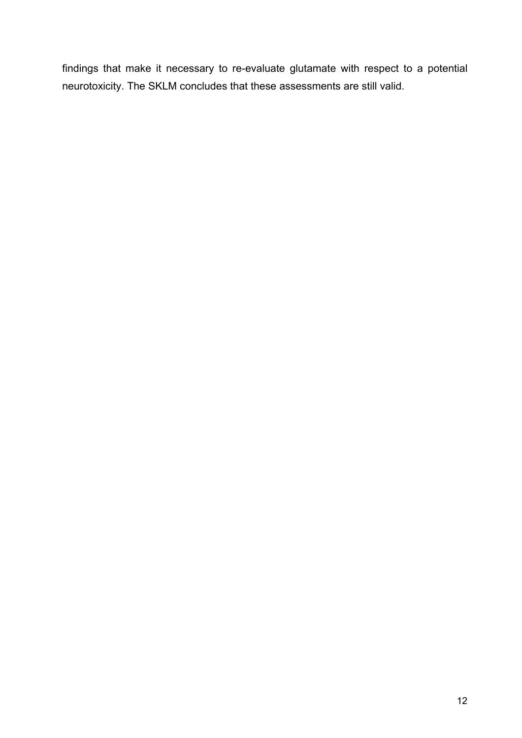findings that make it necessary to re-evaluate glutamate with respect to a potential neurotoxicity. The SKLM concludes that these assessments are still valid.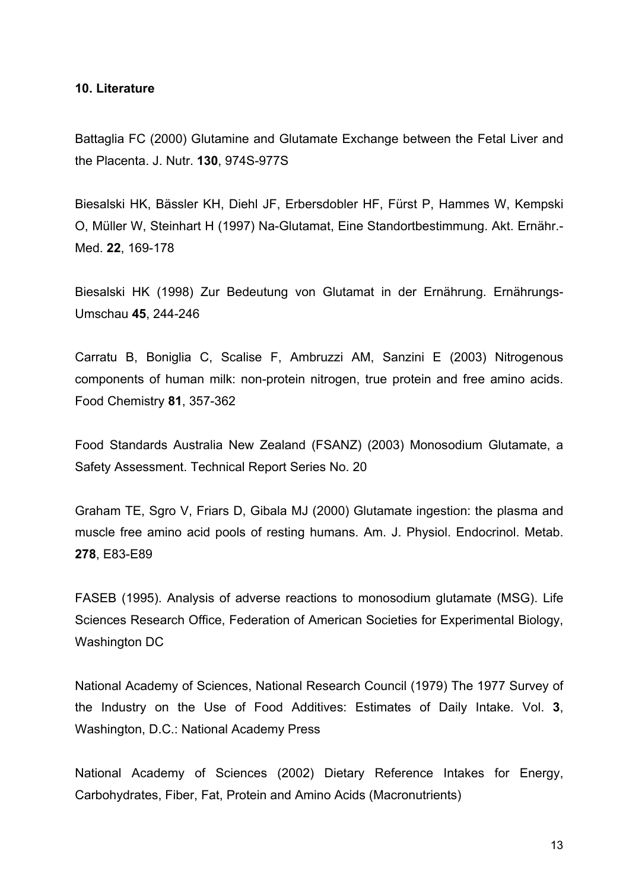## 10. Literature

Battaglia FC (2000) Glutamine and Glutamate Exchange between the Fetal Liver and the Placenta. J. Nutr. **130**, 974S-977S

Biesalski HK, Bässler KH, Diehl JF, Erbersdobler HF, Fürst P, Hammes W, Kempski O, Müller W, Steinhart H (1997) Na-Glutamat, Eine Standortbestimmung. Akt. Ernähr.-Med. **22**, 169-178

Biesalski HK (1998) Zur Bedeutung von Glutamat in der Ernährung. Ernährungs-Umschau **45**, 244-246

Carratu B, Boniglia C, Scalise F, Ambruzzi AM, Sanzini E (2003) Nitrogenous components of human milk: non-protein nitrogen, true protein and free amino acids. Food Chemistry **81**, 357-362

Food Standards Australia New Zealand (FSANZ) (2003) Monosodium Glutamate, a Safety Assessment. Technical Report Series No. 20

Graham TE, Sgro V, Friars D, Gibala MJ (2000) Glutamate ingestion: the plasma and muscle free amino acid pools of resting humans. Am. J. Physiol. Endocrinol. Metab. **278**, E83-E89

FASEB (1995). Analysis of adverse reactions to monosodium glutamate (MSG). Life Sciences Research Office, Federation of American Societies for Experimental Biology, Washington DC

National Academy of Sciences, National Research Council (1979) The 1977 Survey of the Industry on the Use of Food Additives: Estimates of Daily Intake. Vol. **3**, Washington, D.C.: National Academy Press

National Academy of Sciences (2002) Dietary Reference Intakes for Energy, Carbohydrates, Fiber, Fat, Protein and Amino Acids (Macronutrients)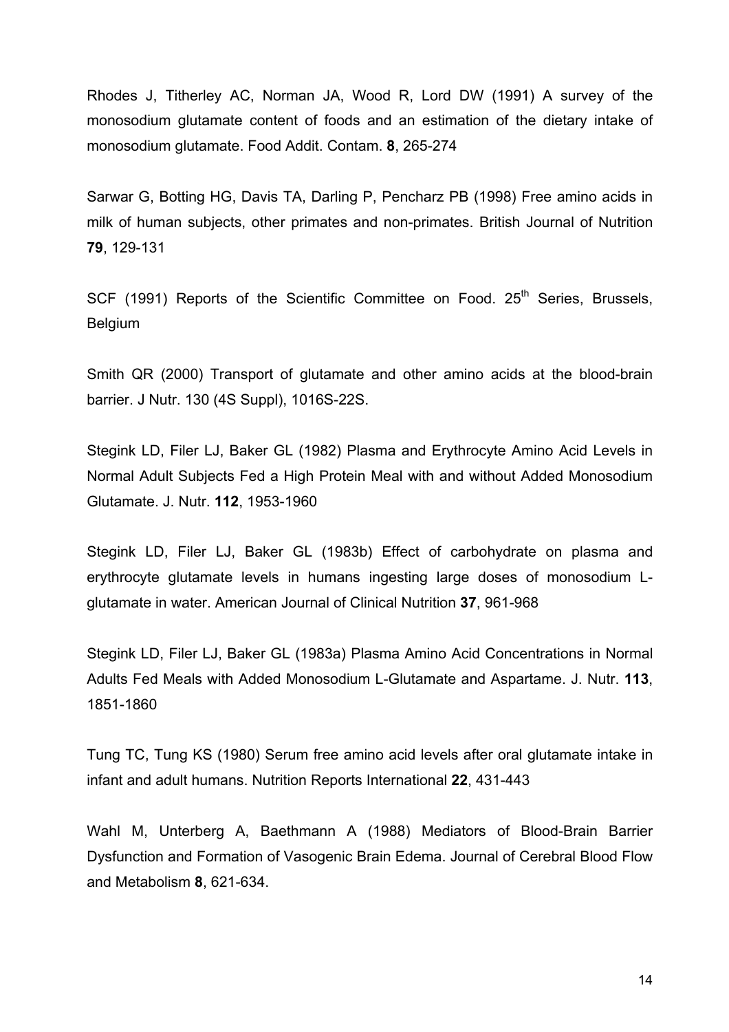Rhodes J, Titherley AC, Norman JA, Wood R, Lord DW (1991) A survey of the monosodium glutamate content of foods and an estimation of the dietary intake of monosodium glutamate. Food Addit. Contam. **8**, 265-274

Sarwar G, Botting HG, Davis TA, Darling P, Pencharz PB (1998) Free amino acids in milk of human subjects, other primates and non-primates. British Journal of Nutrition **79**, 129-131

SCF (1991) Reports of the Scientific Committee on Food. 25$^{th}$ Series, Brussels, Belgium

Smith QR (2000) Transport of glutamate and other amino acids at the blood-brain barrier. J Nutr. 130 (4S Suppl), 1016S-22S.

Stegink LD, Filer LJ, Baker GL (1982) Plasma and Erythrocyte Amino Acid Levels in Normal Adult Subjects Fed a High Protein Meal with and without Added Monosodium Glutamate. J. Nutr. **112**, 1953-1960

Stegink LD, Filer LJ, Baker GL (1983b) Effect of carbohydrate on plasma and erythrocyte glutamate levels in humans ingesting large doses of monosodium L-glutamate in water. American Journal of Clinical Nutrition **37**, 961-968

Stegink LD, Filer LJ, Baker GL (1983a) Plasma Amino Acid Concentrations in Normal Adults Fed Meals with Added Monosodium L-Glutamate and Aspartame. J. Nutr. **113**, 1851-1860

Tung TC, Tung KS (1980) Serum free amino acid levels after oral glutamate intake in infant and adult humans. Nutrition Reports International **22**, 431-443

Wahl M, Unterberg A, Baethmann A (1988) Mediators of Blood-Brain Barrier Dysfunction and Formation of Vasogenic Brain Edema. Journal of Cerebral Blood Flow and Metabolism **8**, 621-634.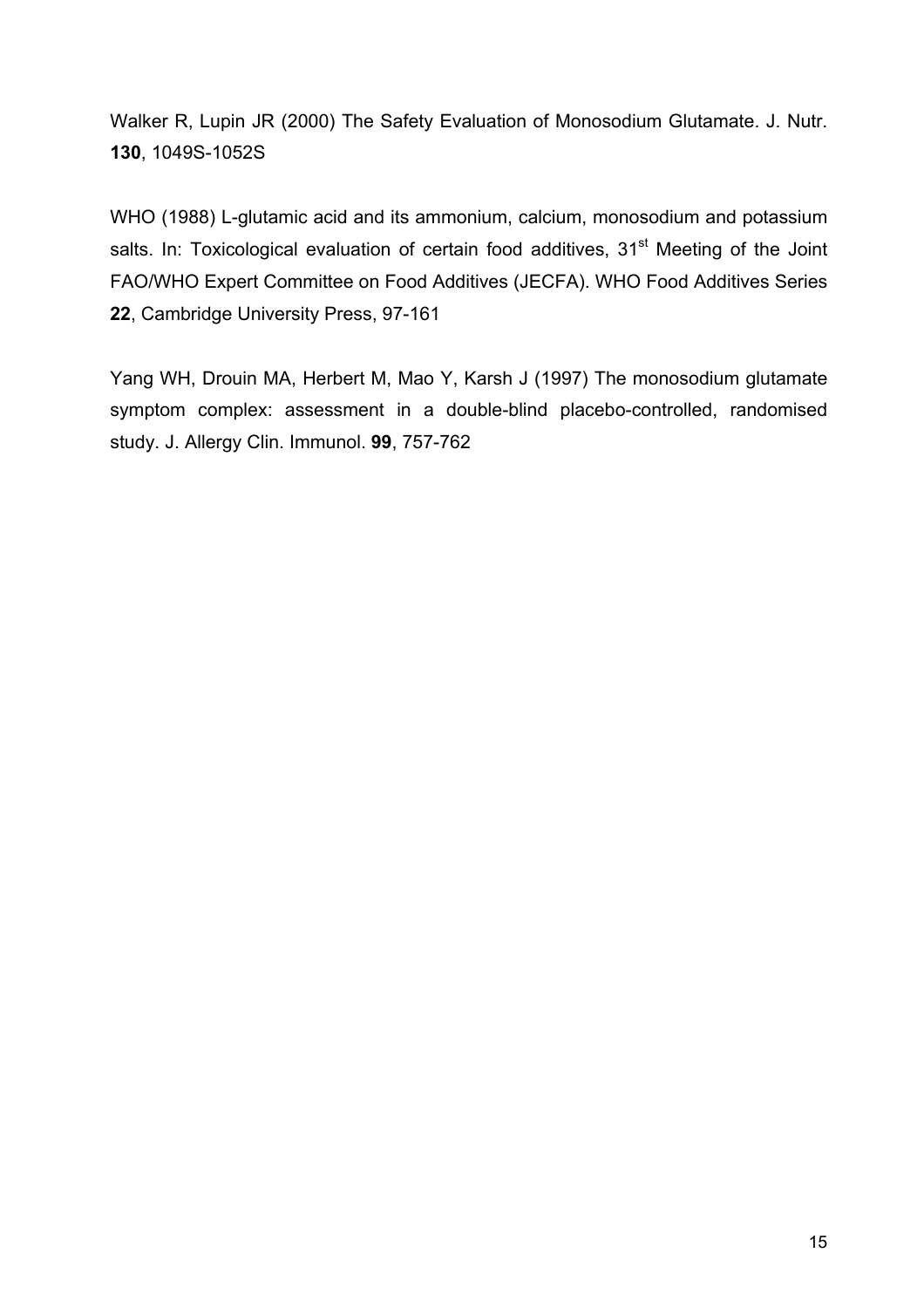Walker R, Lupin JR (2000) The Safety Evaluation of Monosodium Glutamate. J. Nutr. **130**, 1049S-1052S

WHO (1988) L-glutamic acid and its ammonium, calcium, monosodium and potassium salts. In: Toxicological evaluation of certain food additives, 31st Meeting of the Joint FAO/WHO Expert Committee on Food Additives (JECFA). WHO Food Additives Series **22**, Cambridge University Press, 97-161

Yang WH, Drouin MA, Herbert M, Mao Y, Karsh J (1997) The monosodium glutamate symptom complex: assessment in a double-blind placebo-controlled, randomised study. J. Allergy Clin. Immunol. **99**, 757-762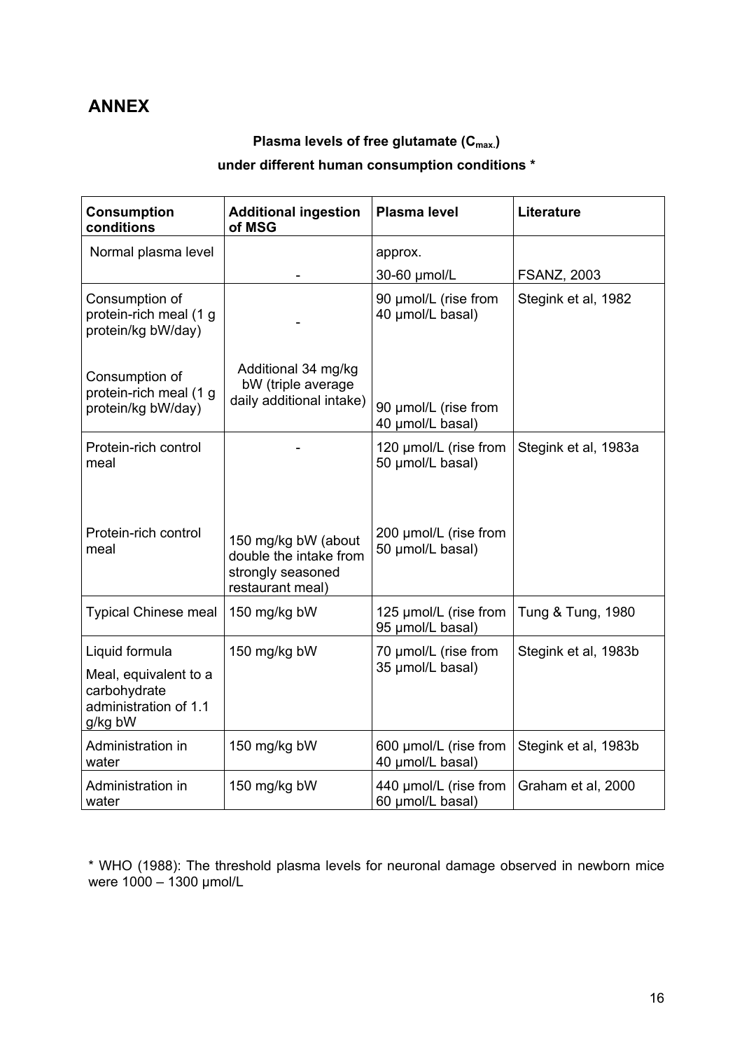## ANNEX

**Plasma levels of free glutamate ($C_{max.}$)**

**under different human consumption conditions ***

| Consumption conditions | Additional ingestion of MSG | Plasma level | Literature |
|---|---|---|---|
| Normal plasma level | - | approx. 30-60 µmol/L | FSANZ, 2003 |
| Consumption of protein-rich meal (1 g protein/kg bW/day) | - | 90 µmol/L (rise from 40 µmol/L basal) | Stegink et al, 1982 |
| Consumption of protein-rich meal (1 g protein/kg bW/day) | Additional 34 mg/kg bW (triple average daily additional intake) | 90 µmol/L (rise from 40 µmol/L basal) | |
| Protein-rich control meal | - | 120 µmol/L (rise from 50 µmol/L basal) | Stegink et al, 1983a |
| Protein-rich control meal | 150 mg/kg bW (about double the intake from strongly seasoned restaurant meal) | 200 µmol/L (rise from 50 µmol/L basal) | |
| Typical Chinese meal | 150 mg/kg bW | 125 µmol/L (rise from 95 µmol/L basal) | Tung & Tung, 1980 |
| Liquid formula<br>Meal, equivalent to a carbohydrate administration of 1.1 g/kg bW | 150 mg/kg bW | 70 µmol/L (rise from 35 µmol/L basal) | Stegink et al, 1983b |
| Administration in water | 150 mg/kg bW | 600 µmol/L (rise from 40 µmol/L basal) | Stegink et al, 1983b |
| Administration in water | 150 mg/kg bW | 440 µmol/L (rise from 60 µmol/L basal) | Graham et al, 2000 |

* WHO (1988): The threshold plasma levels for neuronal damage observed in newborn mice were 1000 – 1300 µmol/L